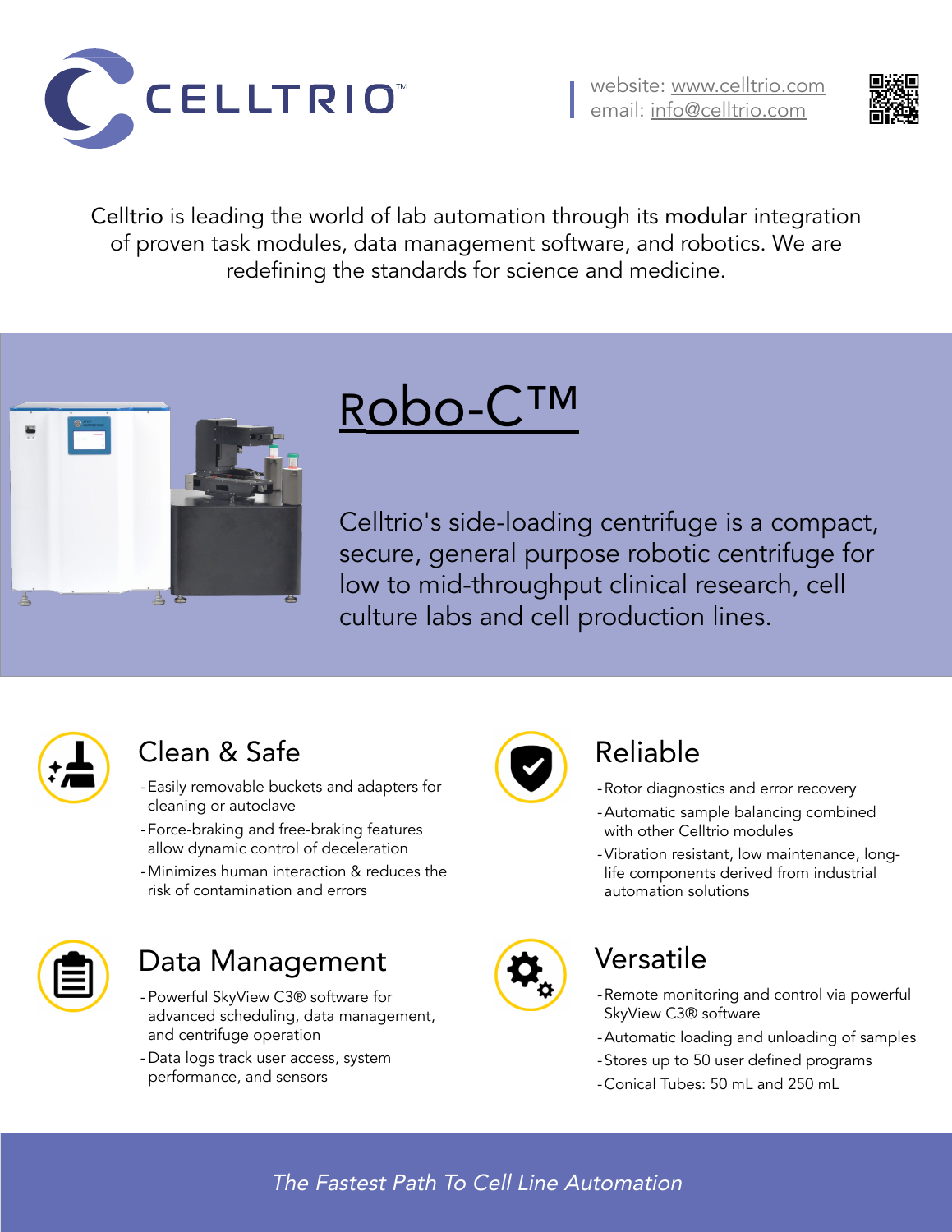# CELLTRIO™

website: www.celltrio.com
email: info@celltrio.com

Celltrio is leading the world of lab automation through its modular integration of proven task modules, data management software, and robotics. We are redefining the standards for science and medicine.

## Robo-C™

Celltrio's side-loading centrifuge is a compact, secure, general purpose robotic centrifuge for low to mid-throughput clinical research, cell culture labs and cell production lines.

### Clean & Safe

- Easily removable buckets and adapters for cleaning or autoclave
- Force-braking and free-braking features allow dynamic control of deceleration
- Minimizes human interaction & reduces the risk of contamination and errors

### Reliable

- Rotor diagnostics and error recovery
- Automatic sample balancing combined with other Celltrio modules
- Vibration resistant, low maintenance, long-life components derived from industrial automation solutions

### Data Management

- Powerful SkyView C3® software for advanced scheduling, data management, and centrifuge operation
- Data logs track user access, system performance, and sensors

### Versatile

- Remote monitoring and control via powerful SkyView C3® software
- Automatic loading and unloading of samples
- Stores up to 50 user defined programs
- Conical Tubes: 50 mL and 250 mL

*The Fastest Path To Cell Line Automation*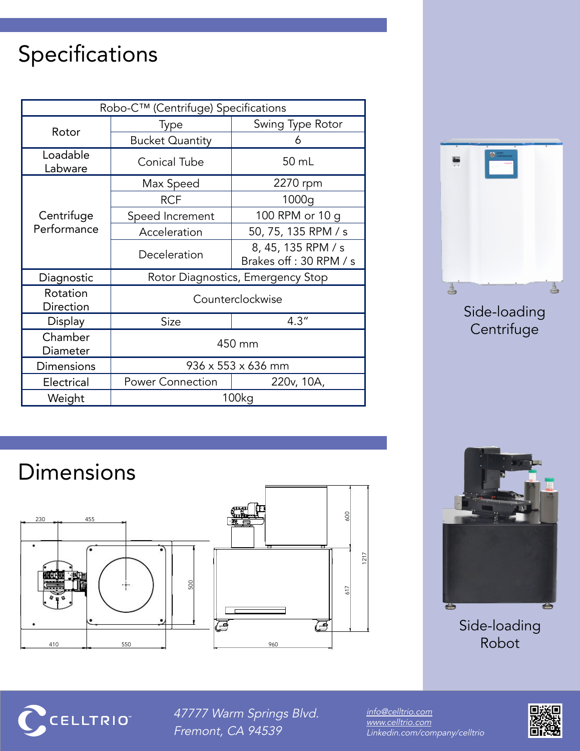# Specifications

| Robo-C™ (Centrifuge) Specifications | | |
|---|---|---|
| Rotor | Type | Swing Type Rotor |
| | Bucket Quantity | 6 |
| Loadable Labware | Conical Tube | 50 mL |
| Centrifuge Performance | Max Speed | 2270 rpm |
| | RCF | 1000g |
| | Speed Increment | 100 RPM or 10 g |
| | Acceleration | 50, 75, 135 RPM / s |
| | Deceleration | 8, 45, 135 RPM / s<br>Brakes off : 30 RPM / s |
| Diagnostic | Rotor Diagnostics, Emergency Stop | |
| Rotation Direction | Counterclockwise | |
| Display | Size | 4.3" |
| Chamber Diameter | 450 mm | |
| Dimensions | 936 x 553 x 636 mm | |
| Electrical | Power Connection | 220v, 10A, |
| Weight | 100kg | |

Side-loading Centrifuge

# Dimensions

230 455 500 410 550 600 1217 617 960

Side-loading Robot

CELLTRIO™

*47777 Warm Springs Blvd.*
*Fremont, CA 94539*

*info@celltrio.com*
*www.celltrio.com*
*Linkedin.com/company/celltrio*